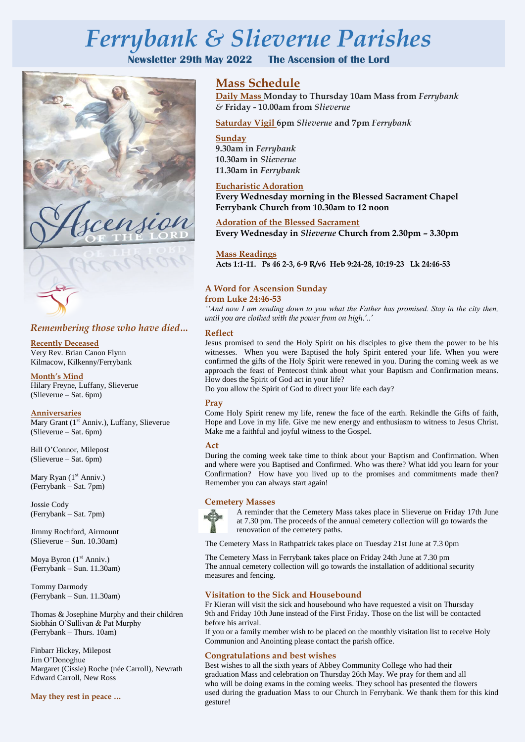# Ferrybank & Slieverue Parishes

**Newsletter 29th May 2022 The Ascension of the Lord**

## Mass Schedule

**Daily Mass Monday to Thursday 10am Mass from** ***Ferrybank*** ***&*** **Friday - 10.00am from** ***Slieverue***

**Saturday Vigil 6pm** ***Slieverue*** **and 7pm** ***Ferrybank***

**Sunday**
**9.30am in** ***Ferrybank***
**10.30am in** ***Slieverue***
**11.30am in** ***Ferrybank***

**Eucharistic Adoration**
**Every Wednesday morning in the Blessed Sacrament Chapel Ferrybank Church from 10.30am to 12 noon**

**Adoration of the Blessed Sacrament**
**Every Wednesday in** ***Slieverue*** **Church from 2.30pm – 3.30pm**

**Mass Readings**
**Acts 1:1-11. Ps 46 2-3, 6-9 R/v6 Heb 9:24-28, 10:19-23 Lk 24:46-53**

### A Word for Ascension Sunday from Luke 24:46-53

*''And now I am sending down to you what the Father has promised. Stay in the city then, until you are clothed with the power from on high.'..'*

### Reflect

Jesus promised to send the Holy Spirit on his disciples to give them the power to be his witnesses. When you were Baptised the holy Spirit entered your life. When you were confirmed the gifts of the Holy Spirit were renewed in you. During the coming week as we approach the feast of Pentecost think about what your Baptism and Confirmation means. How does the Spirit of God act in your life?

Do you allow the Spirit of God to direct your life each day?

### Pray

Come Holy Spirit renew my life, renew the face of the earth. Rekindle the Gifts of faith, Hope and Love in my life. Give me new energy and enthusiasm to witness to Jesus Christ. Make me a faithful and joyful witness to the Gospel.

### Act

During the coming week take time to think about your Baptism and Confirmation. When and where were you Baptised and Confirmed. Who was there? What idd you learn for your Confirmation? How have you lived up to the promises and commitments made then? Remember you can always start again!

### Cemetery Masses

A reminder that the Cemetery Mass takes place in Slieverue on Friday 17th June at 7.30 pm. The proceeds of the annual cemetery collection will go towards the renovation of the cemetery paths.

The Cemetery Mass in Rathpatrick takes place on Tuesday 21st June at 7.3 0pm

The Cemetery Mass in Ferrybank takes place on Friday 24th June at 7.30 pm
The annual cemetery collection will go towards the installation of additional security measures and fencing.

### Visitation to the Sick and Housebound

Fr Kieran will visit the sick and housebound who have requested a visit on Thursday 9th and Friday 10th June instead of the First Friday. Those on the list will be contacted before his arrival.

If you or a family member wish to be placed on the monthly visitation list to receive Holy Communion and Anointing please contact the parish office.

### Congratulations and best wishes

Best wishes to all the sixth years of Abbey Community College who had their graduation Mass and celebration on Thursday 26th May. We pray for them and all who will be doing exams in the coming weeks. They school has presented the flowers used during the graduation Mass to our Church in Ferrybank. We thank them for this kind gesture!

## *Remembering those who have died…*

**Recently Deceased**
Very Rev. Brian Canon Flynn
Kilmacow, Kilkenny/Ferrybank

**Month's Mind**
Hilary Freyne, Luffany, Slieverue
(Slieverue – Sat. 6pm)

**Anniversaries**
Mary Grant (1st Anniv.), Luffany, Slieverue
(Slieverue – Sat. 6pm)

Bill O'Connor, Milepost
(Slieverue – Sat. 6pm)

Mary Ryan (1st Anniv.)
(Ferrybank – Sat. 7pm)

Jossie Cody
(Ferrybank – Sat. 7pm)

Jimmy Rochford, Airmount
(Slieverue – Sun. 10.30am)

Moya Byron (1st Anniv.)
(Ferrybank – Sun. 11.30am)

Tommy Darmody
(Ferrybank – Sun. 11.30am)

Thomas & Josephine Murphy and their children Siobhán O'Sullivan & Pat Murphy
(Ferrybank – Thurs. 10am)

Finbarr Hickey, Milepost
Jim O'Donoghue
Margaret (Cissie) Roche (née Carroll), Newrath
Edward Carroll, New Ross

**May they rest in peace …**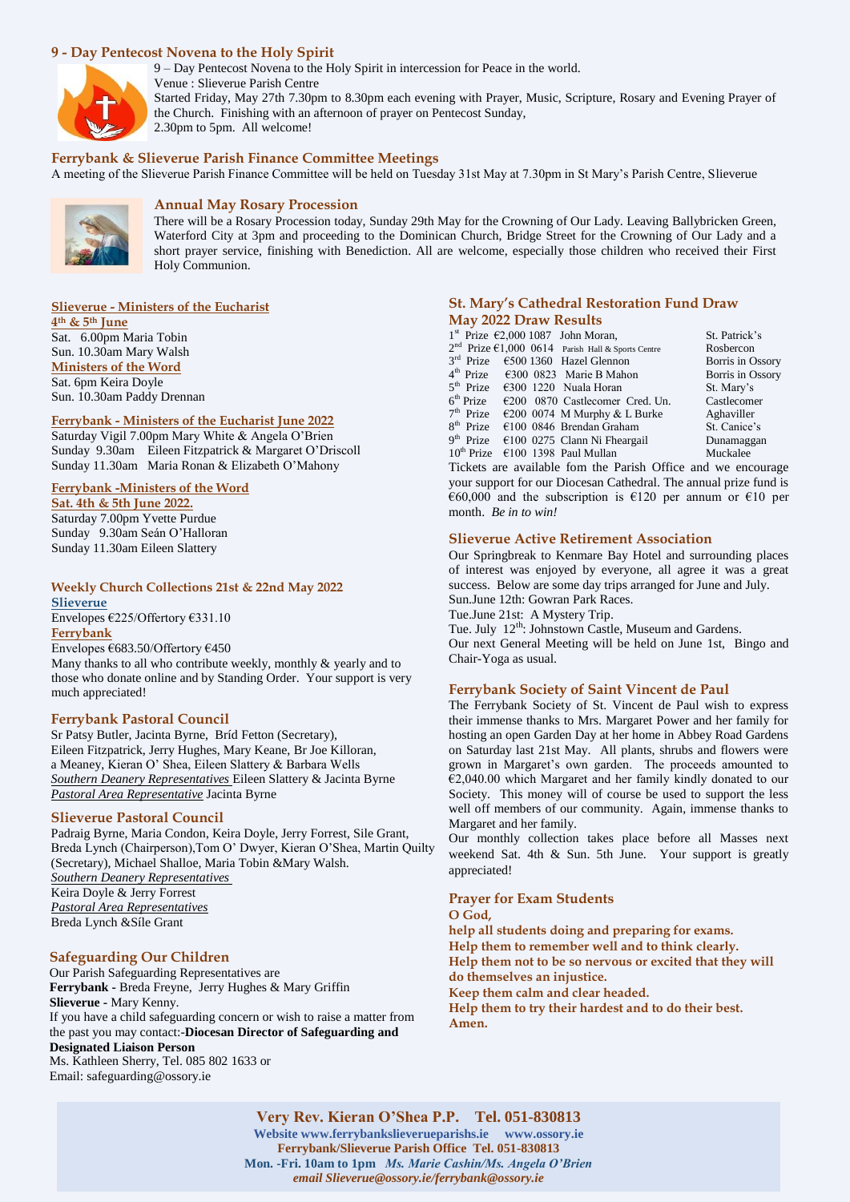## 9 - Day Pentecost Novena to the Holy Spirit

9 – Day Pentecost Novena to the Holy Spirit in intercession for Peace in the world.
Venue : Slieverue Parish Centre
Started Friday, May 27th 7.30pm to 8.30pm each evening with Prayer, Music, Scripture, Rosary and Evening Prayer of the Church. Finishing with an afternoon of prayer on Pentecost Sunday,
2.30pm to 5pm. All welcome!

## Ferrybank & Slieverue Parish Finance Committee Meetings

A meeting of the Slieverue Parish Finance Committee will be held on Tuesday 31st May at 7.30pm in St Mary's Parish Centre, Slieverue

## Annual May Rosary Procession

There will be a Rosary Procession today, Sunday 29th May for the Crowning of Our Lady. Leaving Ballybricken Green, Waterford City at 3pm and proceeding to the Dominican Church, Bridge Street for the Crowning of Our Lady and a short prayer service, finishing with Benediction. All are welcome, especially those children who received their First Holy Communion.

### Slieverue - Ministers of the Eucharist

**4th & 5th June**

Sat. 6.00pm Maria Tobin
Sun. 10.30am Mary Walsh

**Ministers of the Word**

Sat. 6pm Keira Doyle
Sun. 10.30am Paddy Drennan

### Ferrybank - Ministers of the Eucharist June 2022

Saturday Vigil 7.00pm Mary White & Angela O'Brien
Sunday 9.30am Eileen Fitzpatrick & Margaret O'Driscoll
Sunday 11.30am Maria Ronan & Elizabeth O'Mahony

### Ferrybank -Ministers of the Word

**Sat. 4th & 5th June 2022.**

Saturday 7.00pm Yvette Purdue
Sunday 9.30am Seán O'Halloran
Sunday 11.30am Eileen Slattery

### Weekly Church Collections 21st & 22nd May 2022

**Slieverue**

Envelopes €225/Offertory €331.10

**Ferrybank**

Envelopes €683.50/Offertory €450

Many thanks to all who contribute weekly, monthly & yearly and to those who donate online and by Standing Order. Your support is very much appreciated!

### Ferrybank Pastoral Council

Sr Patsy Butler, Jacinta Byrne, Bríd Fetton (Secretary), Eileen Fitzpatrick, Jerry Hughes, Mary Keane, Br Joe Killoran, a Meaney, Kieran O' Shea, Eileen Slattery & Barbara Wells
*Southern Deanery Representatives* Eileen Slattery & Jacinta Byrne
*Pastoral Area Representative* Jacinta Byrne

### Slieverue Pastoral Council

Padraig Byrne, Maria Condon, Keira Doyle, Jerry Forrest, Sile Grant, Breda Lynch (Chairperson),Tom O' Dwyer, Kieran O'Shea, Martin Quilty (Secretary), Michael Shalloe, Maria Tobin &Mary Walsh.
*Southern Deanery Representatives*
Keira Doyle & Jerry Forrest
*Pastoral Area Representatives*
Breda Lynch &Síle Grant

### Safeguarding Our Children

Our Parish Safeguarding Representatives are
**Ferrybank -** Breda Freyne, Jerry Hughes & Mary Griffin
**Slieverue -** Mary Kenny.
If you have a child safeguarding concern or wish to raise a matter from the past you may contact:-**Diocesan Director of Safeguarding and Designated Liaison Person**
Ms. Kathleen Sherry, Tel. 085 802 1633 or
Email: safeguarding@ossory.ie

### St. Mary's Cathedral Restoration Fund Draw
### May 2022 Draw Results

| | | | | |
|---|---|---|---|---|
| 1st Prize | €2,000 | 1087 | John Moran, | St. Patrick's |
| 2nd Prize | €1,000 | 0614 | Parish Hall & Sports Centre | Rosbercon |
| 3rd Prize | €500 | 1360 | Hazel Glennon | Borris in Ossory |
| 4th Prize | €300 | 0823 | Marie B Mahon | Borris in Ossory |
| 5th Prize | €300 | 1220 | Nuala Horan | St. Mary's |
| 6th Prize | €200 | 0870 | Castlecomer Cred. Un. | Castlecomer |
| 7th Prize | €200 | 0074 | M Murphy & L Burke | Aghaviller |
| 8th Prize | €100 | 0846 | Brendan Graham | St. Canice's |
| 9th Prize | €100 | 0275 | Clann Ni Fheargail | Dunamaggan |
| 10th Prize | €100 | 1398 | Paul Mullan | Muckalee |

Tickets are available fom the Parish Office and we encourage your support for our Diocesan Cathedral. The annual prize fund is €60,000 and the subscription is €120 per annum or €10 per month. *Be in to win!*

### Slieverue Active Retirement Association

Our Springbreak to Kenmare Bay Hotel and surrounding places of interest was enjoyed by everyone, all agree it was a great success. Below are some day trips arranged for June and July.
Sun.June 12th: Gowran Park Races.
Tue.June 21st: A Mystery Trip.
Tue. July 12th: Johnstown Castle, Museum and Gardens.
Our next General Meeting will be held on June 1st, Bingo and Chair-Yoga as usual.

### Ferrybank Society of Saint Vincent de Paul

The Ferrybank Society of St. Vincent de Paul wish to express their immense thanks to Mrs. Margaret Power and her family for hosting an open Garden Day at her home in Abbey Road Gardens on Saturday last 21st May. All plants, shrubs and flowers were grown in Margaret's own garden. The proceeds amounted to €2,040.00 which Margaret and her family kindly donated to our Society. This money will of course be used to support the less well off members of our community. Again, immense thanks to Margaret and her family.

Our monthly collection takes place before all Masses next weekend Sat. 4th & Sun. 5th June. Your support is greatly appreciated!

### Prayer for Exam Students

**O God,**
**help all students doing and preparing for exams.**
**Help them to remember well and to think clearly.**
**Help them not to be so nervous or excited that they will do themselves an injustice.**
**Keep them calm and clear headed.**
**Help them to try their hardest and to do their best.**
**Amen.**

**Very Rev. Kieran O'Shea P.P. Tel. 051-830813**
**Website www.ferrybankslieverueparishs.ie www.ossory.ie**
**Ferrybank/Slieverue Parish Office Tel. 051-830813**
**Mon. -Fri. 10am to 1pm** ***Ms. Marie Cashin/Ms. Angela O'Brien***
***email Slieverue@ossory.ie/ferrybank@ossory.ie***